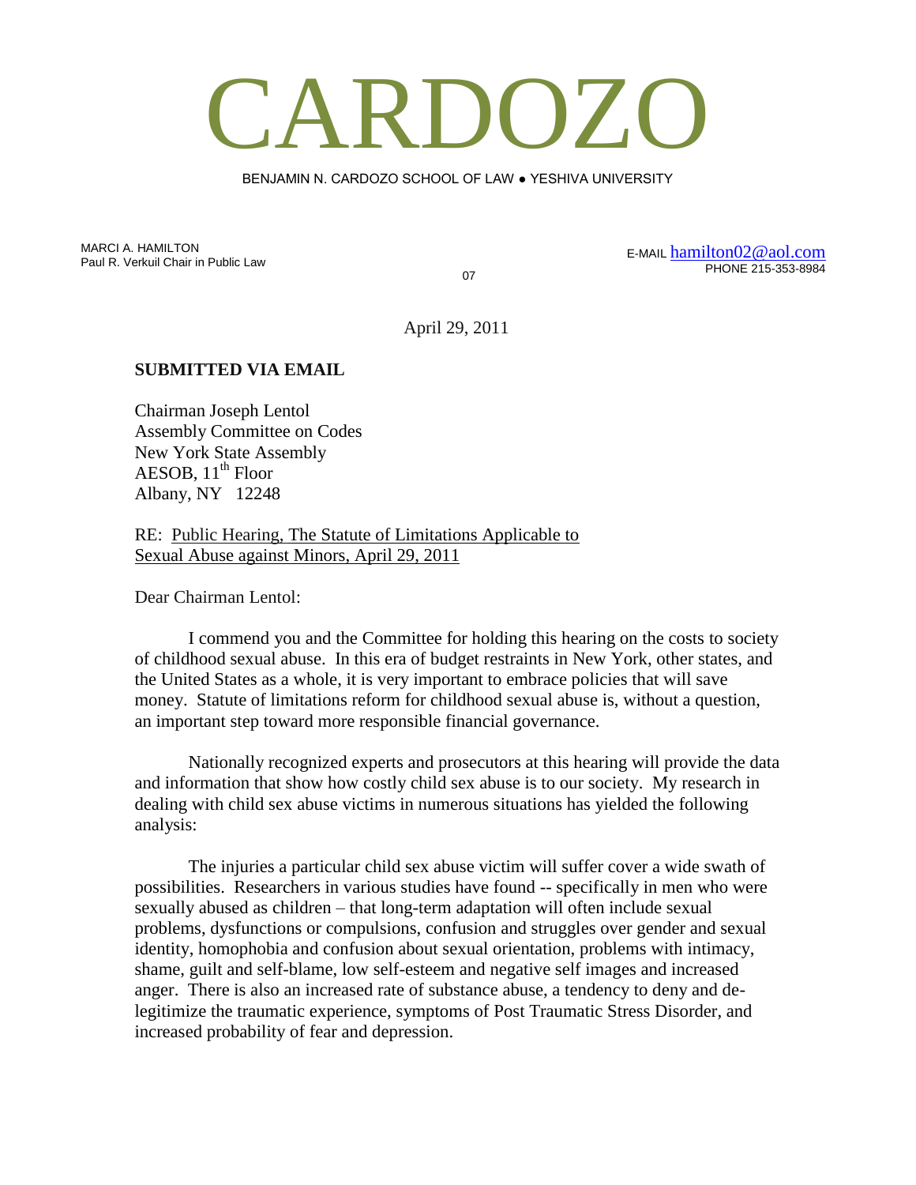# CARDOZO

BENJAMIN N. CARDOZO SCHOOL OF LAW ● YESHIVA UNIVERSITY

MARCI A. HAMILTON
Paul R. Verkuil Chair in Public Law

E-MAIL hamilton02@aol.com
PHONE 215-353-8984

07

April 29, 2011

**SUBMITTED VIA EMAIL**

Chairman Joseph Lentol
Assembly Committee on Codes
New York State Assembly
AESOB, 11th Floor
Albany, NY 12248

RE: Public Hearing, The Statute of Limitations Applicable to Sexual Abuse against Minors, April 29, 2011

Dear Chairman Lentol:

I commend you and the Committee for holding this hearing on the costs to society of childhood sexual abuse. In this era of budget restraints in New York, other states, and the United States as a whole, it is very important to embrace policies that will save money. Statute of limitations reform for childhood sexual abuse is, without a question, an important step toward more responsible financial governance.

Nationally recognized experts and prosecutors at this hearing will provide the data and information that show how costly child sex abuse is to our society. My research in dealing with child sex abuse victims in numerous situations has yielded the following analysis:

The injuries a particular child sex abuse victim will suffer cover a wide swath of possibilities. Researchers in various studies have found -- specifically in men who were sexually abused as children – that long-term adaptation will often include sexual problems, dysfunctions or compulsions, confusion and struggles over gender and sexual identity, homophobia and confusion about sexual orientation, problems with intimacy, shame, guilt and self-blame, low self-esteem and negative self images and increased anger. There is also an increased rate of substance abuse, a tendency to deny and de-legitimize the traumatic experience, symptoms of Post Traumatic Stress Disorder, and increased probability of fear and depression.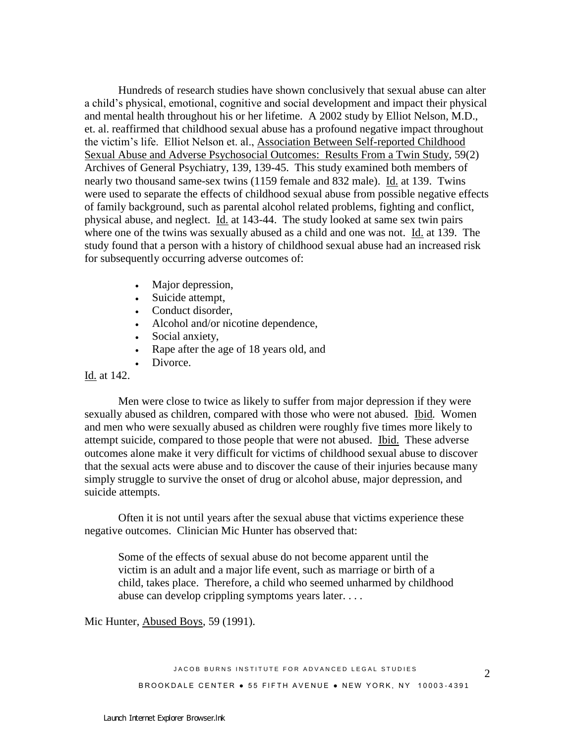Hundreds of research studies have shown conclusively that sexual abuse can alter a child's physical, emotional, cognitive and social development and impact their physical and mental health throughout his or her lifetime. A 2002 study by Elliot Nelson, M.D., et. al. reaffirmed that childhood sexual abuse has a profound negative impact throughout the victim's life. Elliot Nelson et. al., Association Between Self-reported Childhood Sexual Abuse and Adverse Psychosocial Outcomes: Results From a Twin Study, 59(2) Archives of General Psychiatry, 139, 139-45. This study examined both members of nearly two thousand same-sex twins (1159 female and 832 male). Id. at 139. Twins were used to separate the effects of childhood sexual abuse from possible negative effects of family background, such as parental alcohol related problems, fighting and conflict, physical abuse, and neglect. Id. at 143-44. The study looked at same sex twin pairs where one of the twins was sexually abused as a child and one was not. Id. at 139. The study found that a person with a history of childhood sexual abuse had an increased risk for subsequently occurring adverse outcomes of:

- Major depression,
- Suicide attempt,
- Conduct disorder,
- Alcohol and/or nicotine dependence,
- Social anxiety,
- Rape after the age of 18 years old, and
- Divorce.

Id. at 142.

Men were close to twice as likely to suffer from major depression if they were sexually abused as children, compared with those who were not abused. Ibid. Women and men who were sexually abused as children were roughly five times more likely to attempt suicide, compared to those people that were not abused. Ibid. These adverse outcomes alone make it very difficult for victims of childhood sexual abuse to discover that the sexual acts were abuse and to discover the cause of their injuries because many simply struggle to survive the onset of drug or alcohol abuse, major depression, and suicide attempts.

Often it is not until years after the sexual abuse that victims experience these negative outcomes. Clinician Mic Hunter has observed that:

> Some of the effects of sexual abuse do not become apparent until the victim is an adult and a major life event, such as marriage or birth of a child, takes place. Therefore, a child who seemed unharmed by childhood abuse can develop crippling symptoms years later. . . .

Mic Hunter, Abused Boys, 59 (1991).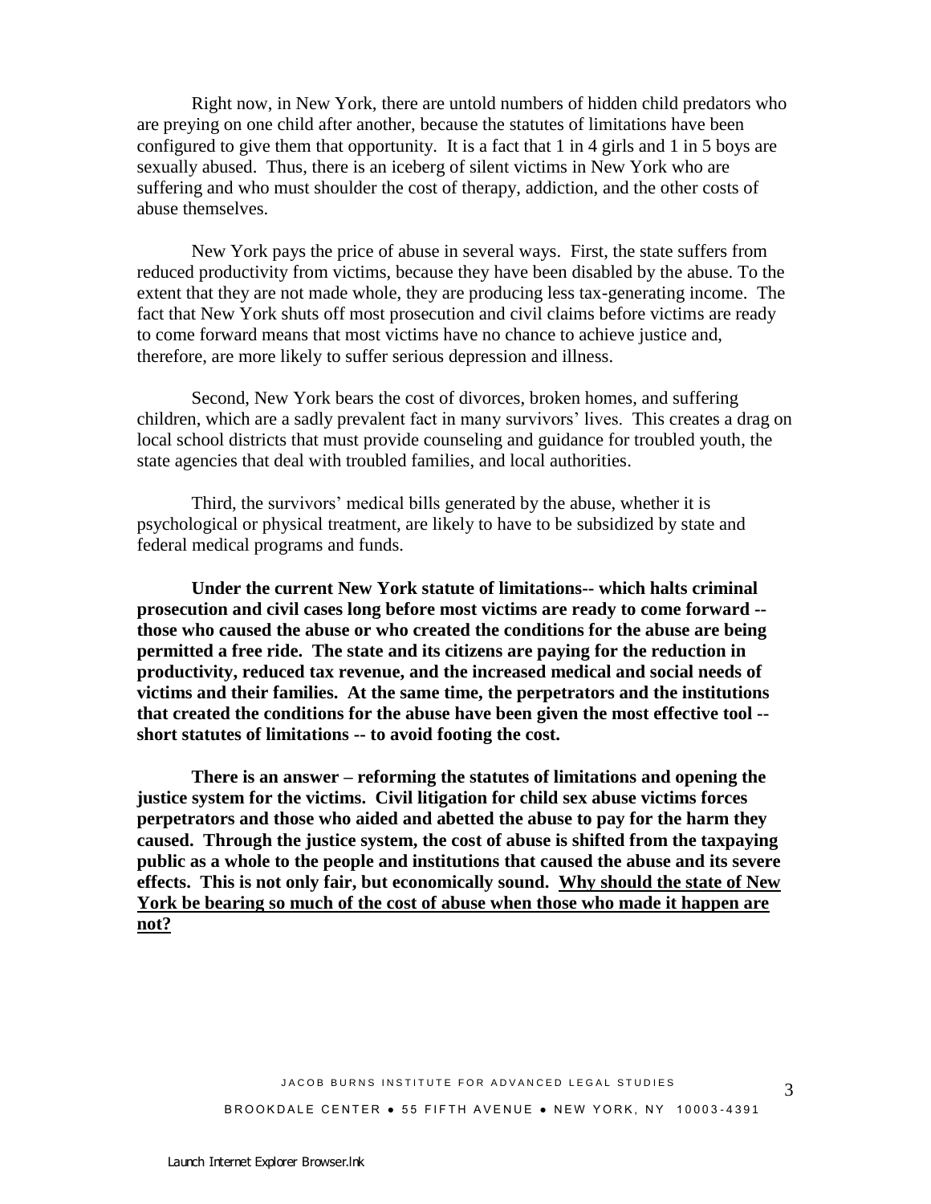Right now, in New York, there are untold numbers of hidden child predators who are preying on one child after another, because the statutes of limitations have been configured to give them that opportunity. It is a fact that 1 in 4 girls and 1 in 5 boys are sexually abused. Thus, there is an iceberg of silent victims in New York who are suffering and who must shoulder the cost of therapy, addiction, and the other costs of abuse themselves.

New York pays the price of abuse in several ways. First, the state suffers from reduced productivity from victims, because they have been disabled by the abuse. To the extent that they are not made whole, they are producing less tax-generating income. The fact that New York shuts off most prosecution and civil claims before victims are ready to come forward means that most victims have no chance to achieve justice and, therefore, are more likely to suffer serious depression and illness.

Second, New York bears the cost of divorces, broken homes, and suffering children, which are a sadly prevalent fact in many survivors' lives. This creates a drag on local school districts that must provide counseling and guidance for troubled youth, the state agencies that deal with troubled families, and local authorities.

Third, the survivors' medical bills generated by the abuse, whether it is psychological or physical treatment, are likely to have to be subsidized by state and federal medical programs and funds.

**Under the current New York statute of limitations-- which halts criminal prosecution and civil cases long before most victims are ready to come forward -- those who caused the abuse or who created the conditions for the abuse are being permitted a free ride. The state and its citizens are paying for the reduction in productivity, reduced tax revenue, and the increased medical and social needs of victims and their families. At the same time, the perpetrators and the institutions that created the conditions for the abuse have been given the most effective tool -- short statutes of limitations -- to avoid footing the cost.**

**There is an answer – reforming the statutes of limitations and opening the justice system for the victims. Civil litigation for child sex abuse victims forces perpetrators and those who aided and abetted the abuse to pay for the harm they caused. Through the justice system, the cost of abuse is shifted from the taxpaying public as a whole to the people and institutions that caused the abuse and its severe effects. This is not only fair, but economically sound. <u>Why should the state of New York be bearing so much of the cost of abuse when those who made it happen are not?</u>**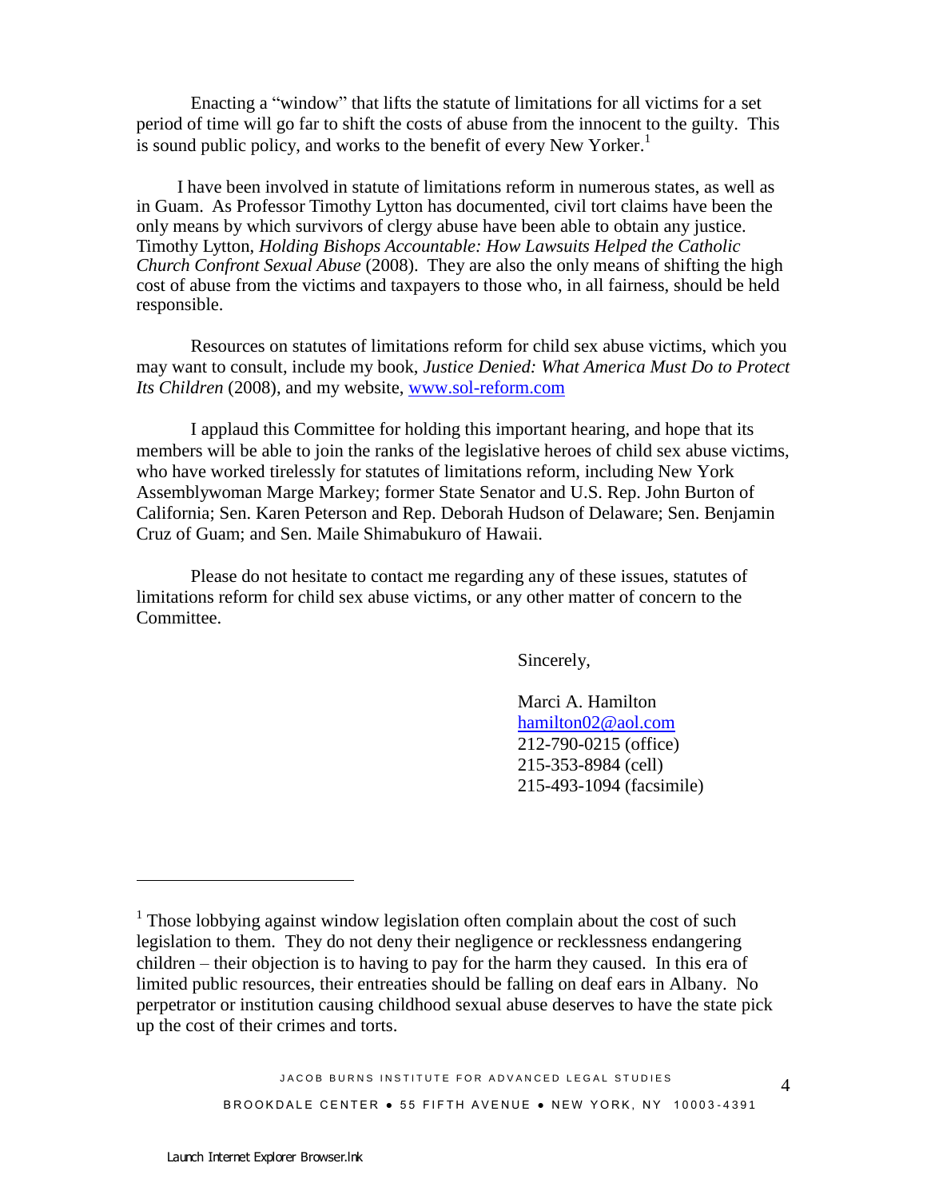Enacting a "window" that lifts the statute of limitations for all victims for a set period of time will go far to shift the costs of abuse from the innocent to the guilty. This is sound public policy, and works to the benefit of every New Yorker.[1]

I have been involved in statute of limitations reform in numerous states, as well as in Guam. As Professor Timothy Lytton has documented, civil tort claims have been the only means by which survivors of clergy abuse have been able to obtain any justice. Timothy Lytton, *Holding Bishops Accountable: How Lawsuits Helped the Catholic Church Confront Sexual Abuse* (2008). They are also the only means of shifting the high cost of abuse from the victims and taxpayers to those who, in all fairness, should be held responsible.

Resources on statutes of limitations reform for child sex abuse victims, which you may want to consult, include my book, *Justice Denied: What America Must Do to Protect Its Children* (2008), and my website, www.sol-reform.com

I applaud this Committee for holding this important hearing, and hope that its members will be able to join the ranks of the legislative heroes of child sex abuse victims, who have worked tirelessly for statutes of limitations reform, including New York Assemblywoman Marge Markey; former State Senator and U.S. Rep. John Burton of California; Sen. Karen Peterson and Rep. Deborah Hudson of Delaware; Sen. Benjamin Cruz of Guam; and Sen. Maile Shimabukuro of Hawaii.

Please do not hesitate to contact me regarding any of these issues, statutes of limitations reform for child sex abuse victims, or any other matter of concern to the Committee.

Sincerely,

Marci A. Hamilton
hamilton02@aol.com
212-790-0215 (office)
215-353-8984 (cell)
215-493-1094 (facsimile)

---

[1] Those lobbying against window legislation often complain about the cost of such legislation to them. They do not deny their negligence or recklessness endangering children – their objection is to having to pay for the harm they caused. In this era of limited public resources, their entreaties should be falling on deaf ears in Albany. No perpetrator or institution causing childhood sexual abuse deserves to have the state pick up the cost of their crimes and torts.

JACOB BURNS INSTITUTE FOR ADVANCED LEGAL STUDIES

BROOKDALE CENTER ● 55 FIFTH AVENUE ● NEW YORK, NY 10003-4391